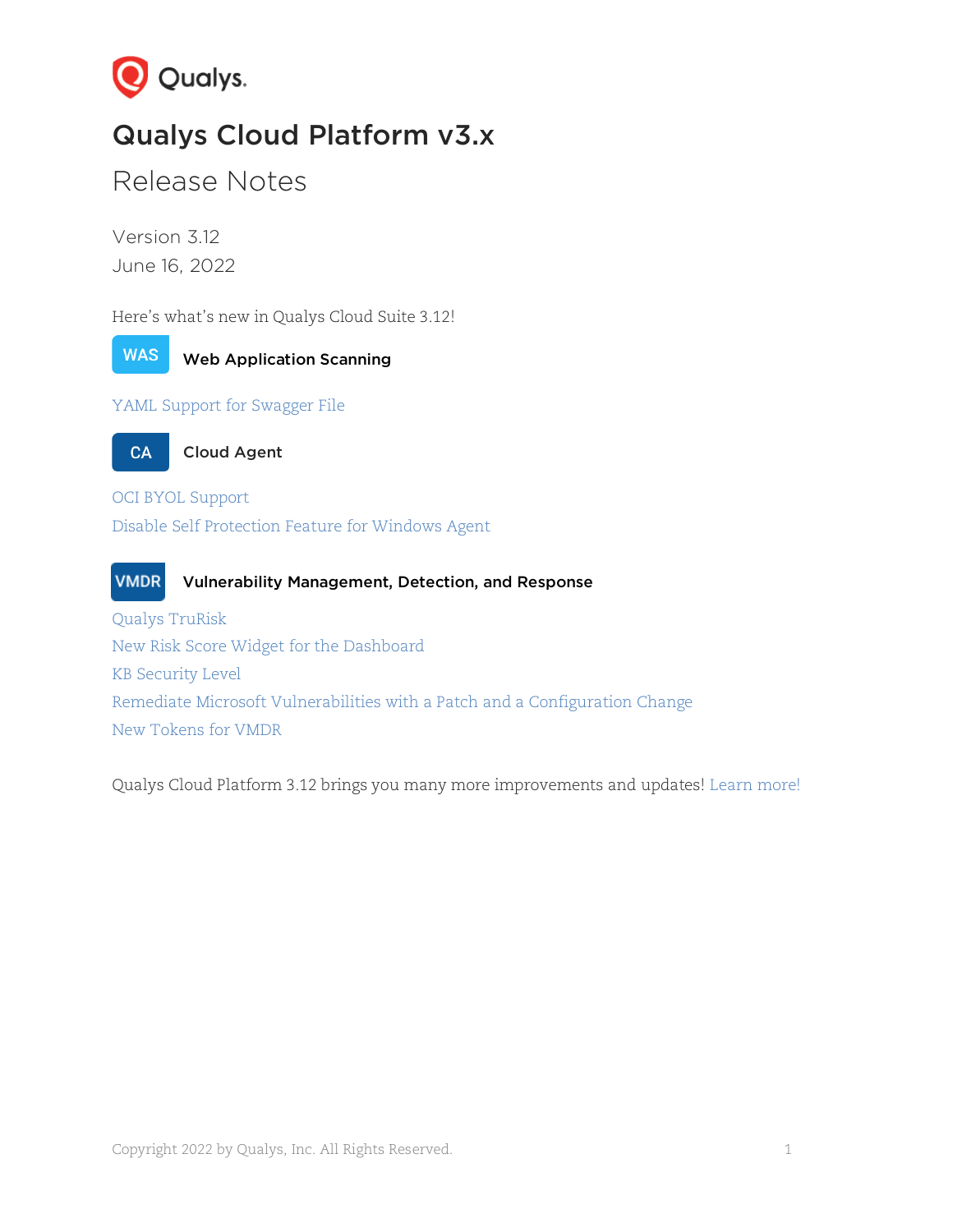# Qualys Cloud Platform v3.x

## Release Notes

Version 3.12

June 16, 2022

Here's what's new in Qualys Cloud Suite 3.12!

### WAS Web Application Scanning

YAML Support for Swagger File

### CA Cloud Agent

OCI BYOL Support

Disable Self Protection Feature for Windows Agent

### VMDR Vulnerability Management, Detection, and Response

Qualys TruRisk

New Risk Score Widget for the Dashboard

KB Security Level

Remediate Microsoft Vulnerabilities with a Patch and a Configuration Change

New Tokens for VMDR

Qualys Cloud Platform 3.12 brings you many more improvements and updates! Learn more!

Copyright 2022 by Qualys, Inc. All Rights Reserved.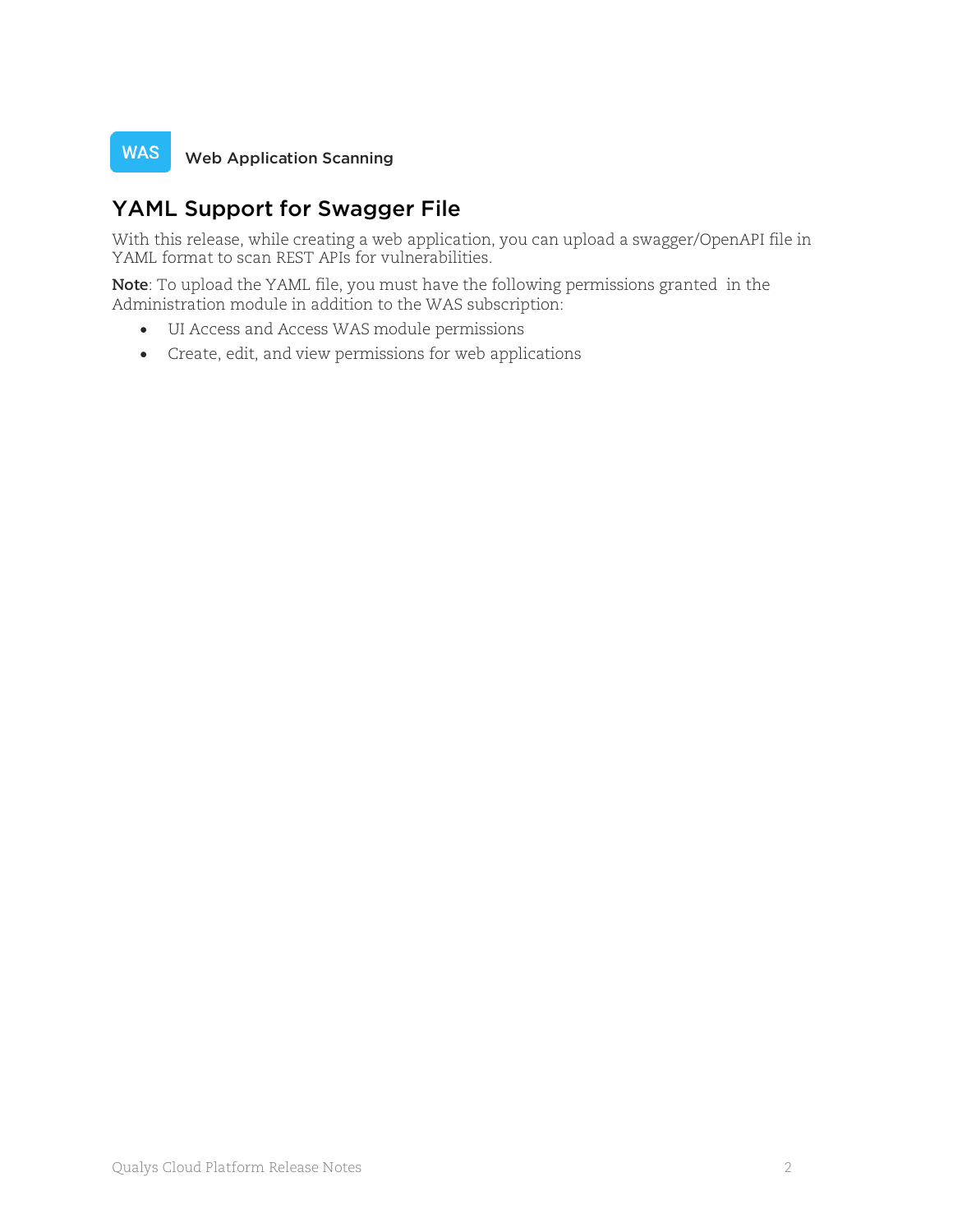WAS Web Application Scanning

## YAML Support for Swagger File

With this release, while creating a web application, you can upload a swagger/OpenAPI file in YAML format to scan REST APIs for vulnerabilities.

**Note**: To upload the YAML file, you must have the following permissions granted in the Administration module in addition to the WAS subscription:

- UI Access and Access WAS module permissions
- Create, edit, and view permissions for web applications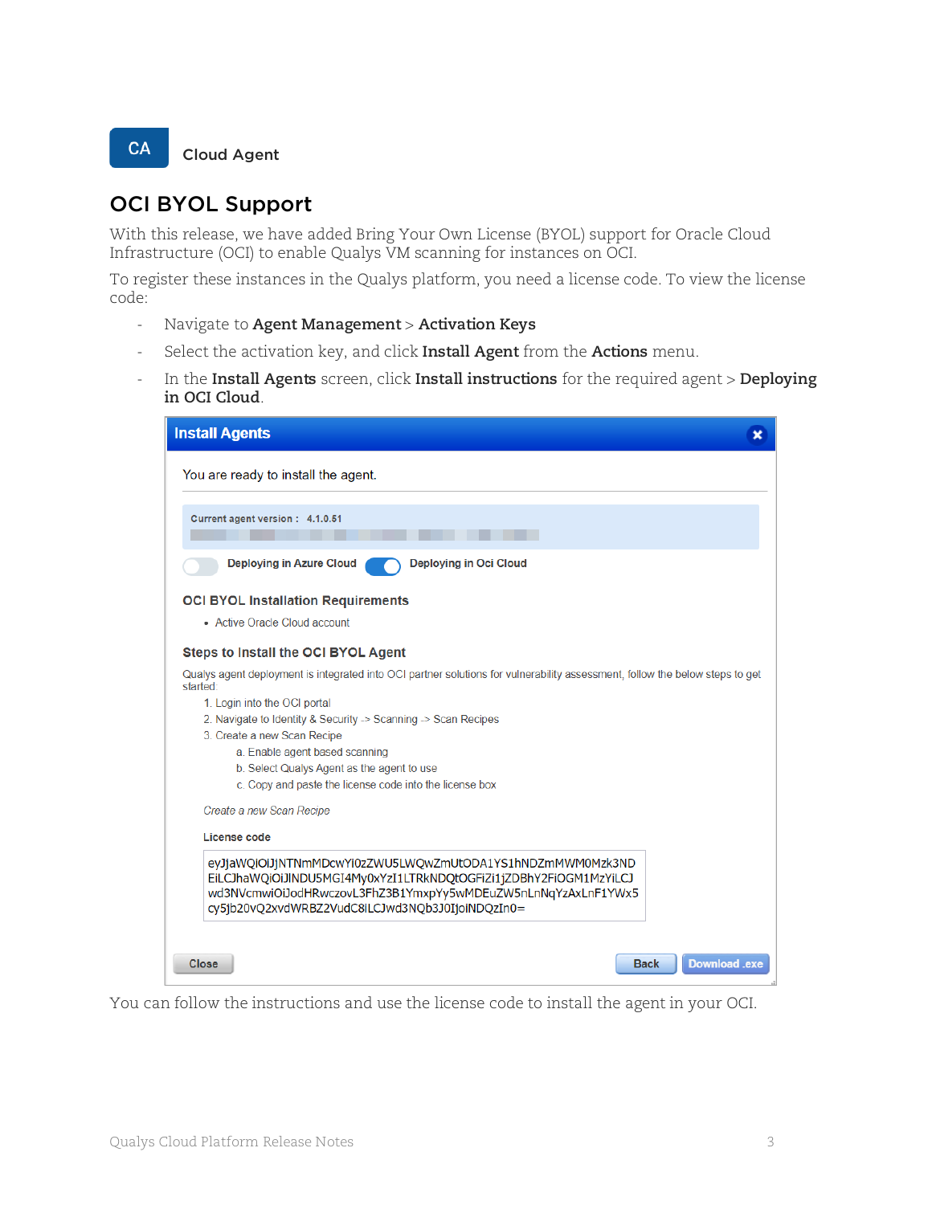CA Cloud Agent

## OCI BYOL Support

With this release, we have added Bring Your Own License (BYOL) support for Oracle Cloud Infrastructure (OCI) to enable Qualys VM scanning for instances on OCI.

To register these instances in the Qualys platform, you need a license code. To view the license code:

- Navigate to **Agent Management** > **Activation Keys**
- Select the activation key, and click **Install Agent** from the **Actions** menu.
- In the **Install Agents** screen, click **Install instructions** for the required agent > **Deploying in OCI Cloud**.

**Install Agents**

You are ready to install the agent.

Current agent version : 4.1.0.51

Deploying in Azure Cloud | Deploying in Oci Cloud

**OCI BYOL Installation Requirements**

- Active Oracle Cloud account

**Steps to Install the OCI BYOL Agent**

Qualys agent deployment is integrated into OCI partner solutions for vulnerability assessment, follow the below steps to get started:

1. Login into the OCI portal
2. Navigate to Identity & Security -> Scanning -> Scan Recipes
3. Create a new Scan Recipe
   a. Enable agent based scanning
   b. Select Qualys Agent as the agent to use
   c. Copy and paste the license code into the license box

*Create a new Scan Recipe*

License code

```
eyJjaWQiOiJjNTNmMDcwYi0zZWU5LWQwZmUtODA1YS1hNDZmMWM0Mzk3ND
EiLCJhaWQiOiJlNDU5MGI4My0xYzI1LTRkNDQtOGFiZi1jZDBhY2FiOGM1MzYiLCJ
wd3NVcmwiOiJodHRwczovL3FhZ3B1YmxpYy5wMDEuZW5nLnNqYzAxLnF1YWx5
cy5jb20vQ2xvdWRBZ2VudC8iLCJwd3NQb3J0IjoiNDQzIn0=
```

Close | Back | Download .exe

You can follow the instructions and use the license code to install the agent in your OCI.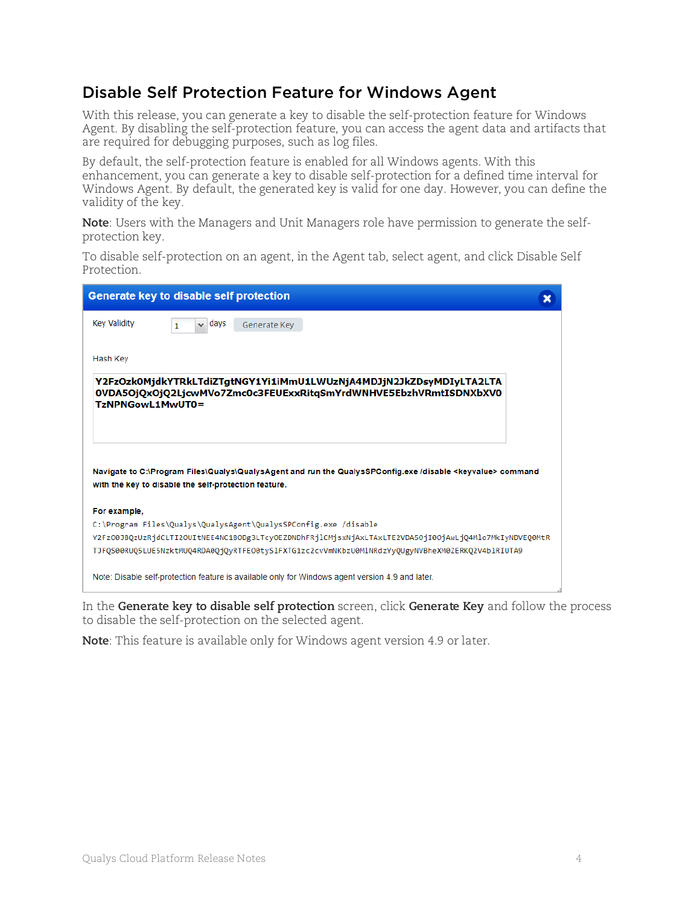## Disable Self Protection Feature for Windows Agent

With this release, you can generate a key to disable the self-protection feature for Windows Agent. By disabling the self-protection feature, you can access the agent data and artifacts that are required for debugging purposes, such as log files.

By default, the self-protection feature is enabled for all Windows agents. With this enhancement, you can generate a key to disable self-protection for a defined time interval for Windows Agent. By default, the generated key is valid for one day. However, you can define the validity of the key.

**Note**: Users with the Managers and Unit Managers role have permission to generate the self-protection key.

To disable self-protection on an agent, in the Agent tab, select agent, and click Disable Self Protection.

**Generate key to disable self protection**

Key Validity 1 days Generate Key

Hash Key

Y2FzOzk0MjdkYTRkLTdiZTgtNGY1Yi1iMmU1LWUzNjA4MDJjN2JkZDsyMDIyLTA2LTA0VDA5OjQxOjQ2LjcwMVo7Zmc0c3FEUExxRitqSmYrdWNHVE5EbzhVRmtISDNXbXV0TzNPNGowL1MwUT0=

**Navigate to C:\Program Files\Qualys\QualysAgent and run the QualysSPConfig.exe /disable <keyvalue> command with the key to disable the self-protection feature.**

**For example,**

```
C:\Program Files\Qualys\QualysAgent\QualysSPConfig.exe /disable
Y2FzO0JBQzUzRjdCLTI2OUItNEE4NC1BODg3LTcyOEZDNDhFRjlCMjsxNjAxLTAxLTE2VDA5OjI0OjAwLjQ4Mlo7MkIyNDVEQ0MtR
TJFQS00RUQ5LUE5NzktMUQ4RDA0QjQyRTFEO0tyS1FXTG1zc2cvVmNKbzU0M1NRdzYyQUgyNVBheXM0ZERKQ2V4b1RIUTA9
```

Note: Disable self-protection feature is available only for Windows agent version 4.9 and later.

In the **Generate key to disable self protection** screen, click **Generate Key** and follow the process to disable the self-protection on the selected agent.

**Note**: This feature is available only for Windows agent version 4.9 or later.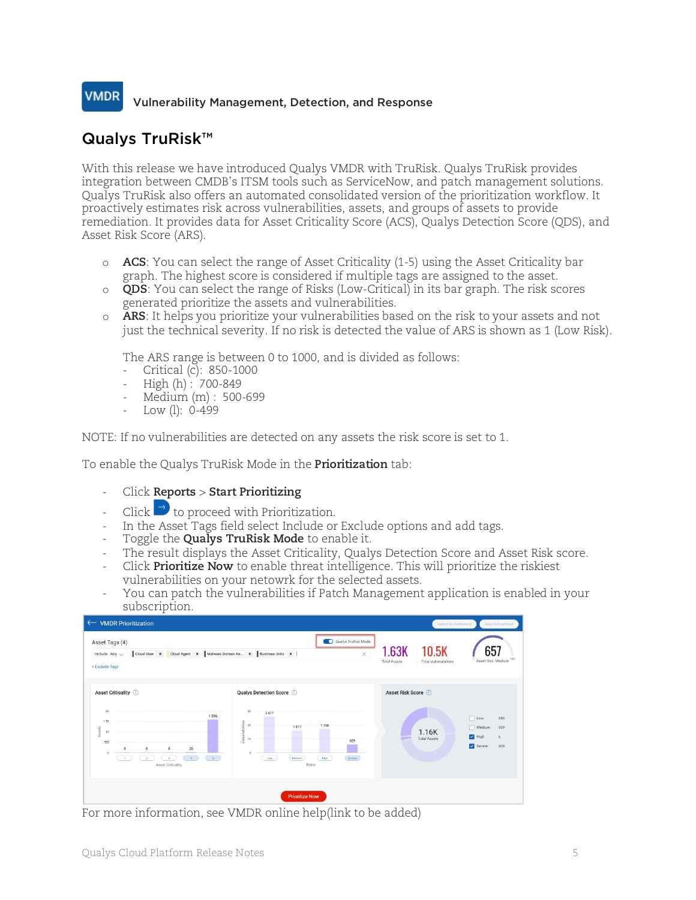**VMDR** Vulnerability Management, Detection, and Response

## Qualys TruRisk™

With this release we have introduced Qualys VMDR with TruRisk. Qualys TruRisk provides integration between CMDB's ITSM tools such as ServiceNow, and patch management solutions. Qualys TruRisk also offers an automated consolidated version of the prioritization workflow. It proactively estimates risk across vulnerabilities, assets, and groups of assets to provide remediation. It provides data for Asset Criticality Score (ACS), Qualys Detection Score (QDS), and Asset Risk Score (ARS).

- **ACS**: You can select the range of Asset Criticality (1-5) using the Asset Criticality bar graph. The highest score is considered if multiple tags are assigned to the asset.
- **QDS**: You can select the range of Risks (Low-Critical) in its bar graph. The risk scores generated prioritize the assets and vulnerabilities.
- **ARS**: It helps you prioritize your vulnerabilities based on the risk to your assets and not just the technical severity. If no risk is detected the value of ARS is shown as 1 (Low Risk).

  The ARS range is between 0 to 1000, and is divided as follows:
  - Critical (c): 850-1000
  - High (h) : 700-849
  - Medium (m) : 500-699
  - Low (l): 0-499

NOTE: If no vulnerabilities are detected on any assets the risk score is set to 1.

To enable the Qualys TruRisk Mode in the **Prioritization** tab:

- Click **Reports** > **Start Prioritizing**
- Click → to proceed with Prioritization.
- In the Asset Tags field select Include or Exclude options and add tags.
- Toggle the **Qualys TruRisk Mode** to enable it.
- The result displays the Asset Criticality, Qualys Detection Score and Asset Risk score.
- Click **Prioritize Now** to enable threat intelligence. This will prioritize the riskiest vulnerabilities on your netowrk for the selected assets.
- You can patch the vulnerabilities if Patch Management application is enabled in your subscription.

For more information, see VMDR online help(link to be added)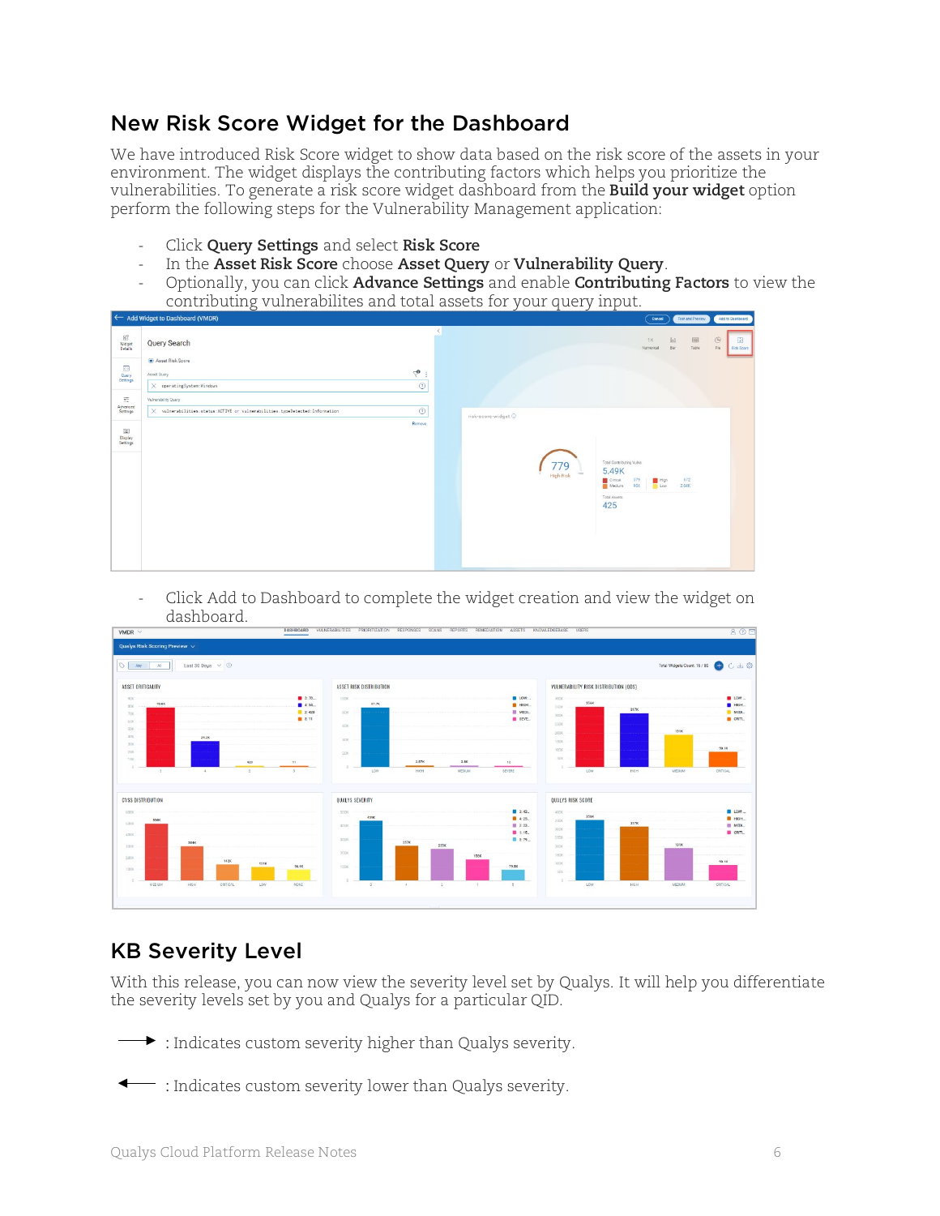## New Risk Score Widget for the Dashboard

We have introduced Risk Score widget to show data based on the risk score of the assets in your environment. The widget displays the contributing factors which helps you prioritize the vulnerabilities. To generate a risk score widget dashboard from the **Build your widget** option perform the following steps for the Vulnerability Management application:

- Click **Query Settings** and select **Risk Score**
- In the **Asset Risk Score** choose **Asset Query** or **Vulnerability Query**.
- Optionally, you can click **Advance Settings** and enable **Contributing Factors** to view the contributing vulnerabilites and total assets for your query input.

- Click Add to Dashboard to complete the widget creation and view the widget on dashboard.

## KB Severity Level

With this release, you can now view the severity level set by Qualys. It will help you differentiate the severity levels set by you and Qualys for a particular QID.

→ : Indicates custom severity higher than Qualys severity.

← : Indicates custom severity lower than Qualys severity.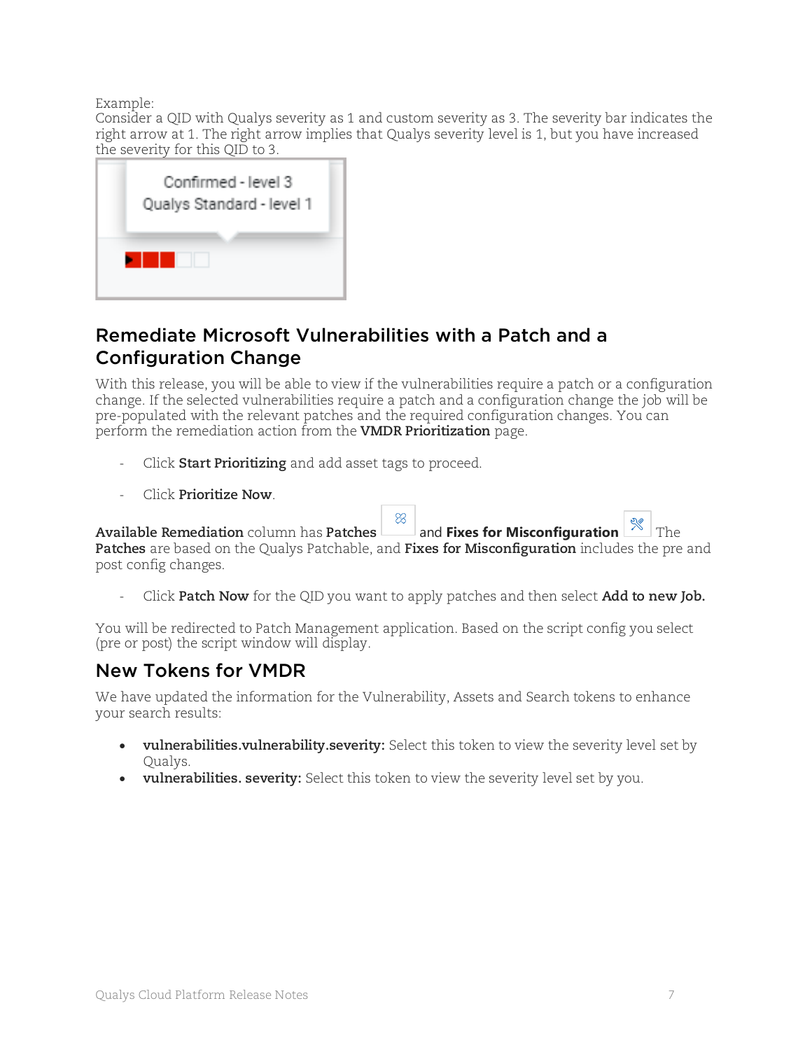Example:
Consider a QID with Qualys severity as 1 and custom severity as 3. The severity bar indicates the right arrow at 1. The right arrow implies that Qualys severity level is 1, but you have increased the severity for this QID to 3.

## Remediate Microsoft Vulnerabilities with a Patch and a Configuration Change

With this release, you will be able to view if the vulnerabilities require a patch or a configuration change. If the selected vulnerabilities require a patch and a configuration change the job will be pre-populated with the relevant patches and the required configuration changes. You can perform the remediation action from the **VMDR Prioritization** page.

- Click **Start Prioritizing** and add asset tags to proceed.
- Click **Prioritize Now**.

**Available Remediation** column has **Patches** and **Fixes for Misconfiguration** The **Patches** are based on the Qualys Patchable, and **Fixes for Misconfiguration** includes the pre and post config changes.

- Click **Patch Now** for the QID you want to apply patches and then select **Add to new Job.**

You will be redirected to Patch Management application. Based on the script config you select (pre or post) the script window will display.

## New Tokens for VMDR

We have updated the information for the Vulnerability, Assets and Search tokens to enhance your search results:

- **vulnerabilities.vulnerability.severity:** Select this token to view the severity level set by Qualys.
- **vulnerabilities. severity:** Select this token to view the severity level set by you.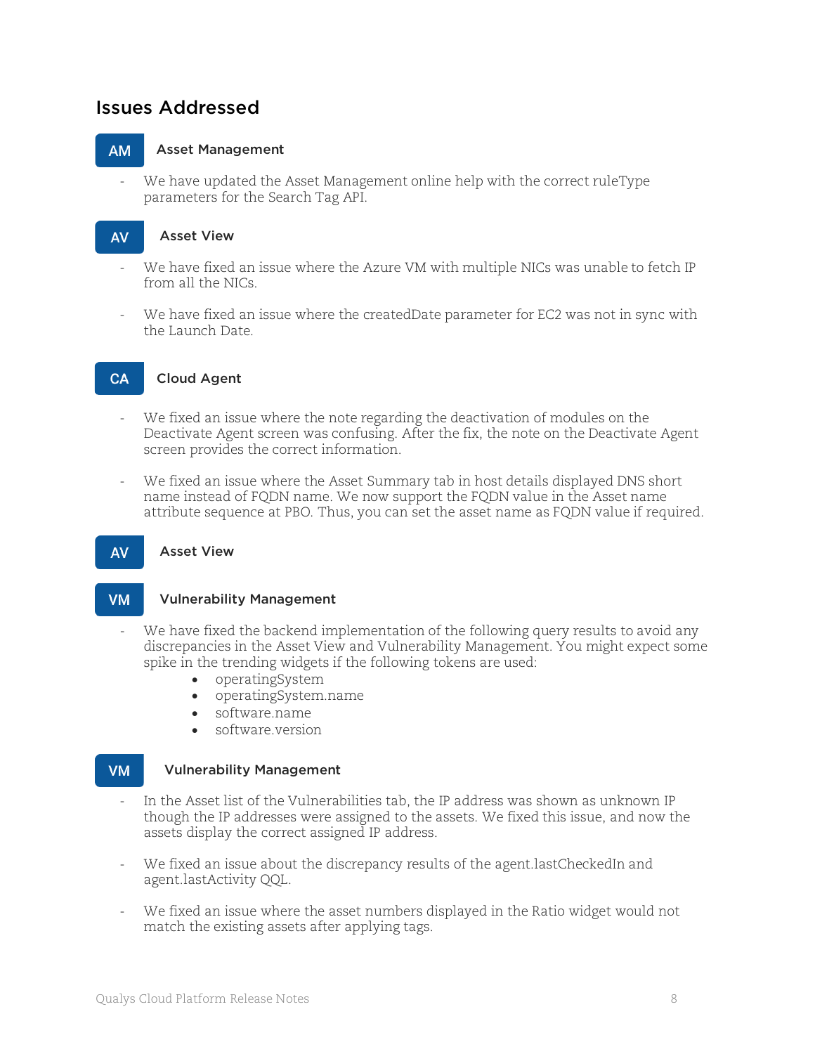## Issues Addressed

### AM Asset Management

- We have updated the Asset Management online help with the correct ruleType parameters for the Search Tag API.

### AV Asset View

- We have fixed an issue where the Azure VM with multiple NICs was unable to fetch IP from all the NICs.
- We have fixed an issue where the createdDate parameter for EC2 was not in sync with the Launch Date.

### CA Cloud Agent

- We fixed an issue where the note regarding the deactivation of modules on the Deactivate Agent screen was confusing. After the fix, the note on the Deactivate Agent screen provides the correct information.
- We fixed an issue where the Asset Summary tab in host details displayed DNS short name instead of FQDN name. We now support the FQDN value in the Asset name attribute sequence at PBO. Thus, you can set the asset name as FQDN value if required.

### AV Asset View

### VM Vulnerability Management

- We have fixed the backend implementation of the following query results to avoid any discrepancies in the Asset View and Vulnerability Management. You might expect some spike in the trending widgets if the following tokens are used:
  - operatingSystem
  - operatingSystem.name
  - software.name
  - software.version

### VM Vulnerability Management

- In the Asset list of the Vulnerabilities tab, the IP address was shown as unknown IP though the IP addresses were assigned to the assets. We fixed this issue, and now the assets display the correct assigned IP address.
- We fixed an issue about the discrepancy results of the agent.lastCheckedIn and agent.lastActivity QQL.
- We fixed an issue where the asset numbers displayed in the Ratio widget would not match the existing assets after applying tags.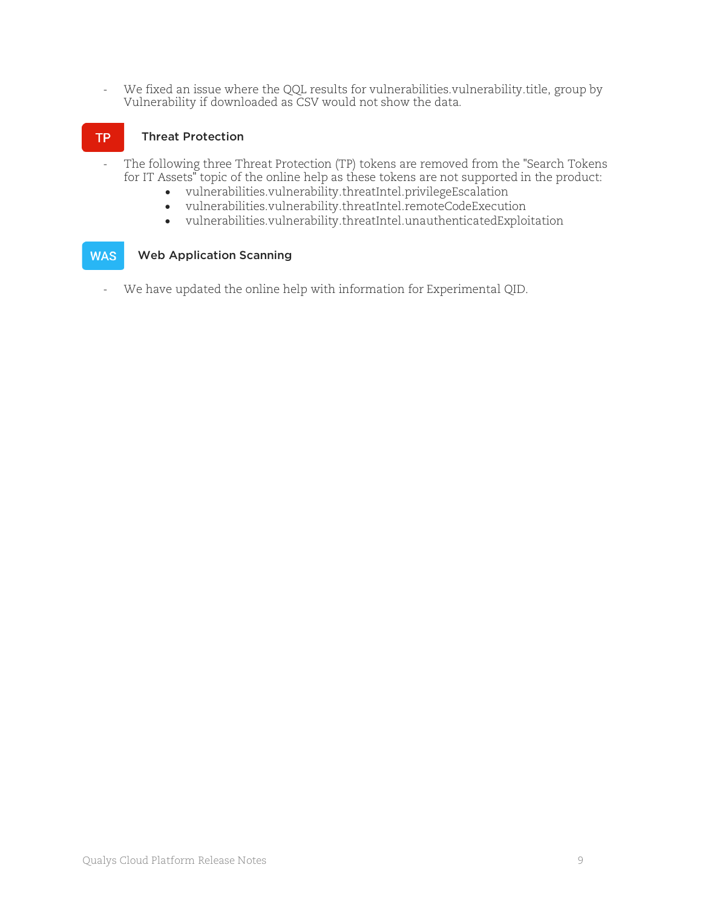- We fixed an issue where the QQL results for vulnerabilities.vulnerability.title, group by Vulnerability if downloaded as CSV would not show the data.

## TP Threat Protection

- The following three Threat Protection (TP) tokens are removed from the "Search Tokens for IT Assets" topic of the online help as these tokens are not supported in the product:
  - vulnerabilities.vulnerability.threatIntel.privilegeEscalation
  - vulnerabilities.vulnerability.threatIntel.remoteCodeExecution
  - vulnerabilities.vulnerability.threatIntel.unauthenticatedExploitation

## WAS Web Application Scanning

- We have updated the online help with information for Experimental QID.